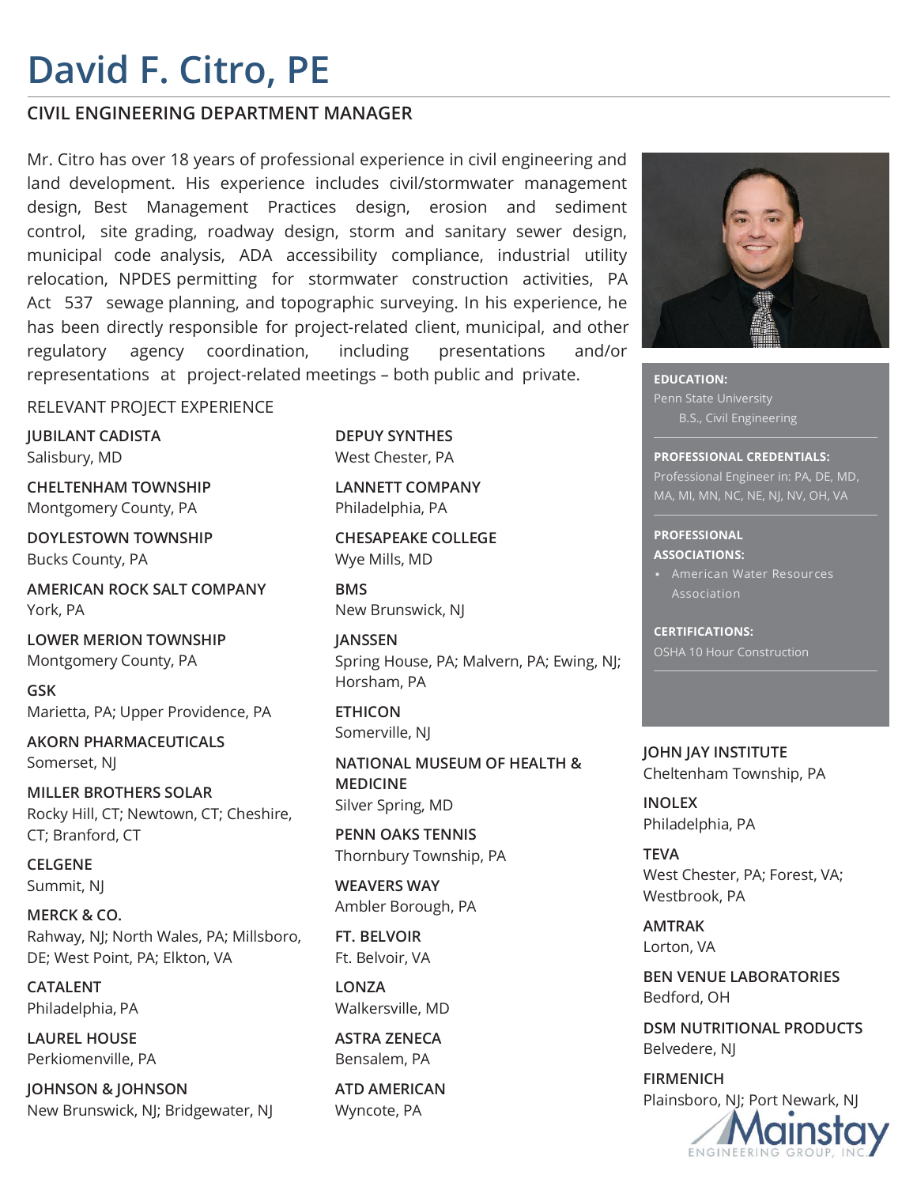# David F. Citro, PE

## CIVIL ENGINEERING DEPARTMENT MANAGER

Mr. Citro has over 18 years of professional experience in civil engineering and land development. His experience includes civil/stormwater management design, Best Management Practices design, erosion and sediment control, site grading, roadway design, storm and sanitary sewer design, municipal code analysis, ADA accessibility compliance, industrial utility relocation, NPDES permitting for stormwater construction activities, PA Act 537 sewage planning, and topographic surveying. In his experience, he has been directly responsible for project-related client, municipal, and other regulatory agency coordination, including presentations and/or representations at project-related meetings – both public and private.

**EDUCATION:**
Penn State University
B.S., Civil Engineering

**PROFESSIONAL CREDENTIALS:**
Professional Engineer in: PA, DE, MD, MA, MI, MN, NC, NE, NJ, NV, OH, VA

**PROFESSIONAL ASSOCIATIONS:**
- American Water Resources Association

**CERTIFICATIONS:**
OSHA 10 Hour Construction

## RELEVANT PROJECT EXPERIENCE

**JUBILANT CADISTA**
Salisbury, MD

**CHELTENHAM TOWNSHIP**
Montgomery County, PA

**DOYLESTOWN TOWNSHIP**
Bucks County, PA

**AMERICAN ROCK SALT COMPANY**
York, PA

**LOWER MERION TOWNSHIP**
Montgomery County, PA

**GSK**
Marietta, PA; Upper Providence, PA

**AKORN PHARMACEUTICALS**
Somerset, NJ

**MILLER BROTHERS SOLAR**
Rocky Hill, CT; Newtown, CT; Cheshire, CT; Branford, CT

**CELGENE**
Summit, NJ

**MERCK & CO.**
Rahway, NJ; North Wales, PA; Millsboro, DE; West Point, PA; Elkton, VA

**CATALENT**
Philadelphia, PA

**LAUREL HOUSE**
Perkiomenville, PA

**JOHNSON & JOHNSON**
New Brunswick, NJ; Bridgewater, NJ

**DEPUY SYNTHES**
West Chester, PA

**LANNETT COMPANY**
Philadelphia, PA

**CHESAPEAKE COLLEGE**
Wye Mills, MD

**BMS**
New Brunswick, NJ

**JANSSEN**
Spring House, PA; Malvern, PA; Ewing, NJ; Horsham, PA

**ETHICON**
Somerville, NJ

**NATIONAL MUSEUM OF HEALTH & MEDICINE**
Silver Spring, MD

**PENN OAKS TENNIS**
Thornbury Township, PA

**WEAVERS WAY**
Ambler Borough, PA

**FT. BELVOIR**
Ft. Belvoir, VA

**LONZA**
Walkersville, MD

**ASTRA ZENECA**
Bensalem, PA

**ATD AMERICAN**
Wyncote, PA

**JOHN JAY INSTITUTE**
Cheltenham Township, PA

**INOLEX**
Philadelphia, PA

**TEVA**
West Chester, PA; Forest, VA; Westbrook, PA

**AMTRAK**
Lorton, VA

**BEN VENUE LABORATORIES**
Bedford, OH

**DSM NUTRITIONAL PRODUCTS**
Belvedere, NJ

**FIRMENICH**
Plainsboro, NJ; Port Newark, NJ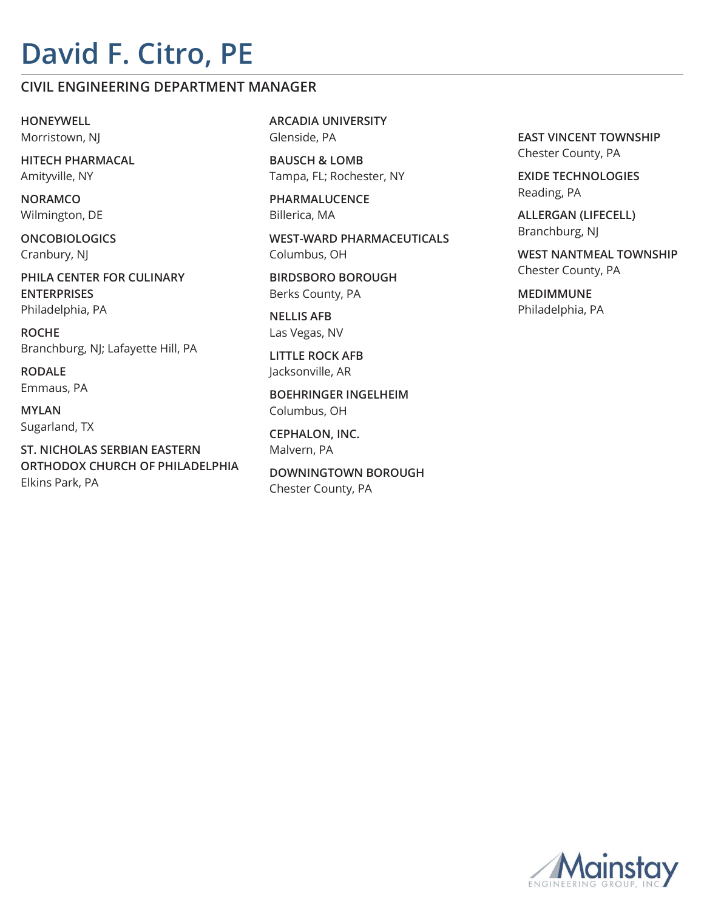# David F. Citro, PE

## CIVIL ENGINEERING DEPARTMENT MANAGER

**HONEYWELL**
Morristown, NJ

**HITECH PHARMACAL**
Amityville, NY

**NORAMCO**
Wilmington, DE

**ONCOBIOLOGICS**
Cranbury, NJ

**PHILA CENTER FOR CULINARY ENTERPRISES**
Philadelphia, PA

**ROCHE**
Branchburg, NJ; Lafayette Hill, PA

**RODALE**
Emmaus, PA

**MYLAN**
Sugarland, TX

**ST. NICHOLAS SERBIAN EASTERN ORTHODOX CHURCH OF PHILADELPHIA**
Elkins Park, PA

**ARCADIA UNIVERSITY**
Glenside, PA

**BAUSCH & LOMB**
Tampa, FL; Rochester, NY

**PHARMALUCENCE**
Billerica, MA

**WEST-WARD PHARMACEUTICALS**
Columbus, OH

**BIRDSBORO BOROUGH**
Berks County, PA

**NELLIS AFB**
Las Vegas, NV

**LITTLE ROCK AFB**
Jacksonville, AR

**BOEHRINGER INGELHEIM**
Columbus, OH

**CEPHALON, INC.**
Malvern, PA

**DOWNINGTOWN BOROUGH**
Chester County, PA

**EAST VINCENT TOWNSHIP**
Chester County, PA

**EXIDE TECHNOLOGIES**
Reading, PA

**ALLERGAN (LIFECELL)**
Branchburg, NJ

**WEST NANTMEAL TOWNSHIP**
Chester County, PA

**MEDIMMUNE**
Philadelphia, PA

Mainstay ENGINEERING GROUP, INC.